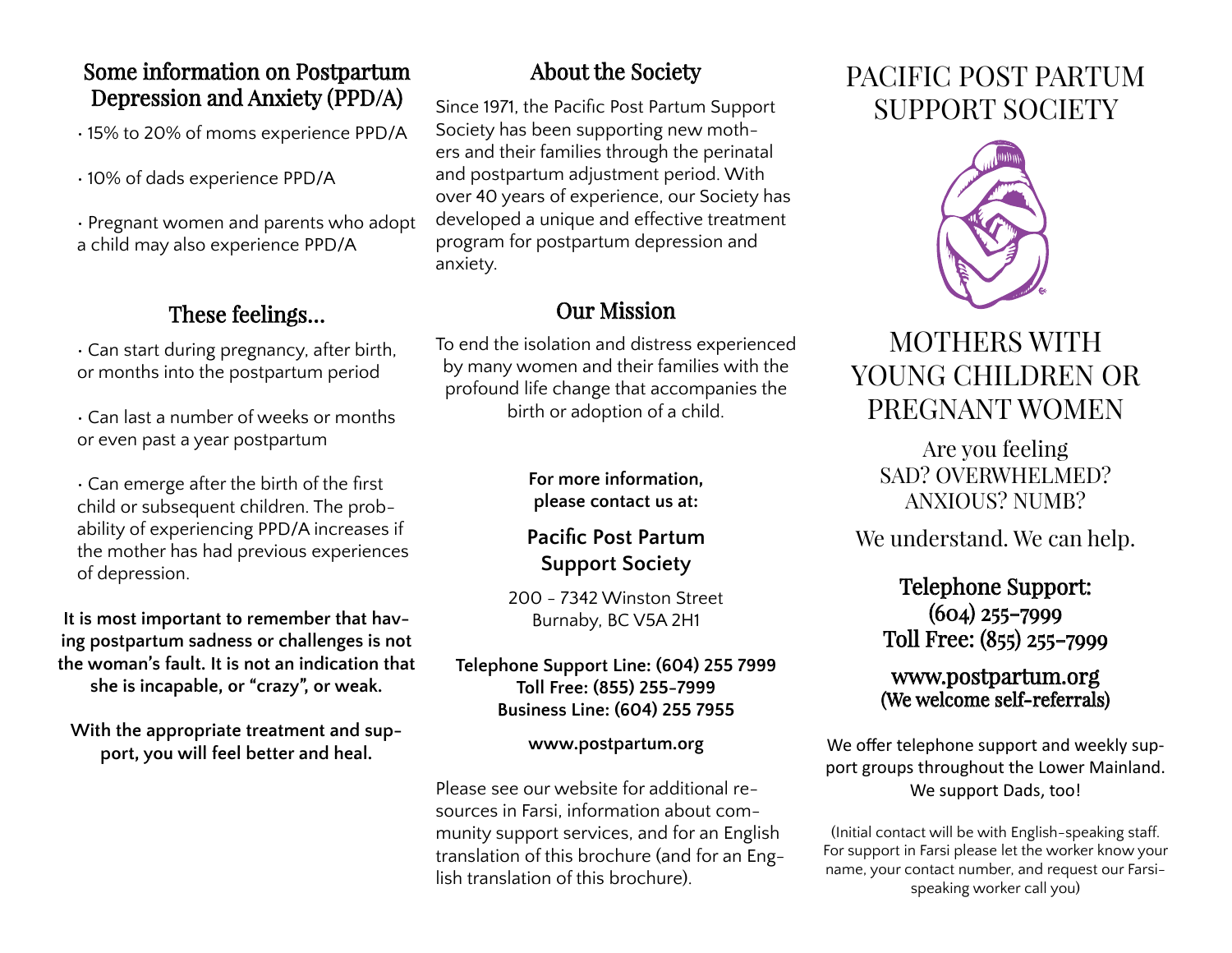## Some information on Postpartum Depression and Anxiety (PPD/A)

- 15% to 20% of moms experience PPD/A
- 10% of dads experience PPD/A
- Pregnant women and parents who adopt a child may also experience PPD/A

## These feelings...

- Can start during pregnancy, after birth, or months into the postpartum period
- Can last a number of weeks or months or even past a year postpartum
- Can emerge after the birth of the first child or subsequent children. The probability of experiencing PPD/A increases if the mother has had previous experiences of depression.

**It is most important to remember that having postpartum sadness or challenges is not the woman's fault. It is not an indication that she is incapable, or "crazy", or weak.**

**With the appropriate treatment and support, you will feel better and heal.**

## About the Society

Since 1971, the Pacific Post Partum Support Society has been supporting new mothers and their families through the perinatal and postpartum adjustment period. With over 40 years of experience, our Society has developed a unique and effective treatment program for postpartum depression and anxiety.

## Our Mission

To end the isolation and distress experienced by many women and their families with the profound life change that accompanies the birth or adoption of a child.

**For more information, please contact us at:**

**Pacific Post Partum Support Society**

200 - 7342 Winston Street
Burnaby, BC V5A 2H1

**Telephone Support Line: (604) 255 7999**
**Toll Free: (855) 255-7999**
**Business Line: (604) 255 7955**

**www.postpartum.org**

Please see our website for additional resources in Farsi, information about community support services, and for an English translation of this brochure (and for an English translation of this brochure).

# PACIFIC POST PARTUM SUPPORT SOCIETY

## MOTHERS WITH YOUNG CHILDREN OR PREGNANT WOMEN

Are you feeling
SAD? OVERWHELMED?
ANXIOUS? NUMB?

We understand. We can help.

Telephone Support:
(604) 255-7999
Toll Free: (855) 255-7999

www.postpartum.org
(We welcome self-referrals)

We offer telephone support and weekly support groups throughout the Lower Mainland.
We support Dads, too!

(Initial contact will be with English-speaking staff. For support in Farsi please let the worker know your name, your contact number, and request our Farsi-speaking worker call you)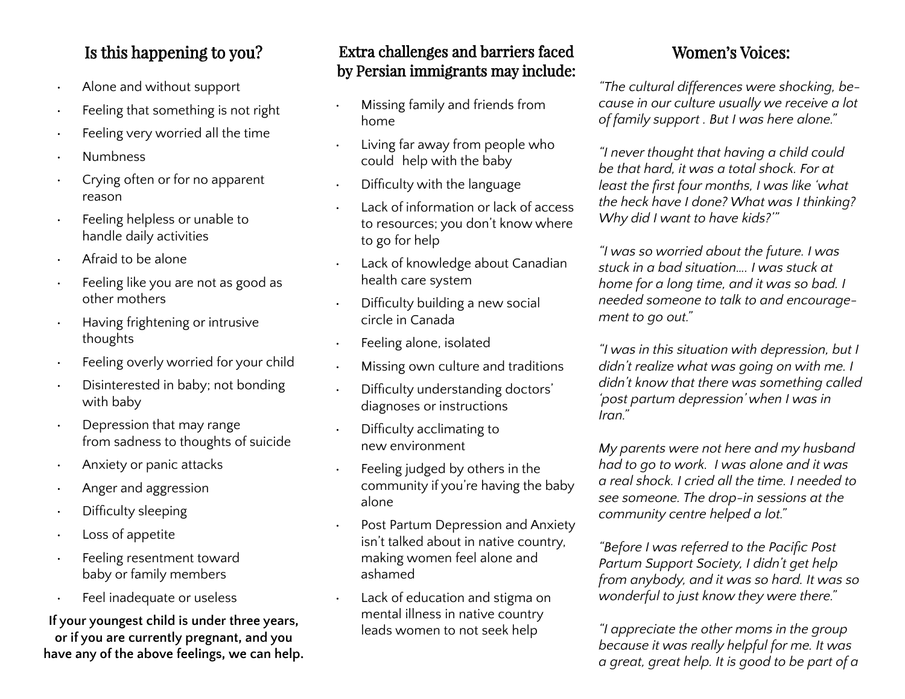## Is this happening to you?

- Alone and without support
- Feeling that something is not right
- Feeling very worried all the time
- Numbness
- Crying often or for no apparent reason
- Feeling helpless or unable to handle daily activities
- Afraid to be alone
- Feeling like you are not as good as other mothers
- Having frightening or intrusive thoughts
- Feeling overly worried for your child
- Disinterested in baby; not bonding with baby
- Depression that may range from sadness to thoughts of suicide
- Anxiety or panic attacks
- Anger and aggression
- Difficulty sleeping
- Loss of appetite
- Feeling resentment toward baby or family members
- Feel inadequate or useless

**If your youngest child is under three years, or if you are currently pregnant, and you have any of the above feelings, we can help.**

## Extra challenges and barriers faced by Persian immigrants may include:

- Missing family and friends from home
- Living far away from people who could help with the baby
- Difficulty with the language
- Lack of information or lack of access to resources; you don't know where to go for help
- Lack of knowledge about Canadian health care system
- Difficulty building a new social circle in Canada
- Feeling alone, isolated
- Missing own culture and traditions
- Difficulty understanding doctors' diagnoses or instructions
- Difficulty acclimating to new environment
- Feeling judged by others in the community if you're having the baby alone
- Post Partum Depression and Anxiety isn't talked about in native country, making women feel alone and ashamed
- Lack of education and stigma on mental illness in native country leads women to not seek help

## Women's Voices:

*"The cultural differences were shocking, because in our culture usually we receive a lot of family support . But I was here alone."*

*"I never thought that having a child could be that hard, it was a total shock. For at least the first four months, I was like 'what the heck have I done? What was I thinking? Why did I want to have kids?'"*

*"I was so worried about the future. I was stuck in a bad situation.... I was stuck at home for a long time, and it was so bad. I needed someone to talk to and encouragement to go out."*

*"I was in this situation with depression, but I didn't realize what was going on with me. I didn't know that there was something called 'post partum depression' when I was in Iran."*

*My parents were not here and my husband had to go to work. I was alone and it was a real shock. I cried all the time. I needed to see someone. The drop-in sessions at the community centre helped a lot."*

*"Before I was referred to the Pacific Post Partum Support Society, I didn't get help from anybody, and it was so hard. It was so wonderful to just know they were there."*

*"I appreciate the other moms in the group because it was really helpful for me. It was a great, great help. It is good to be part of a*